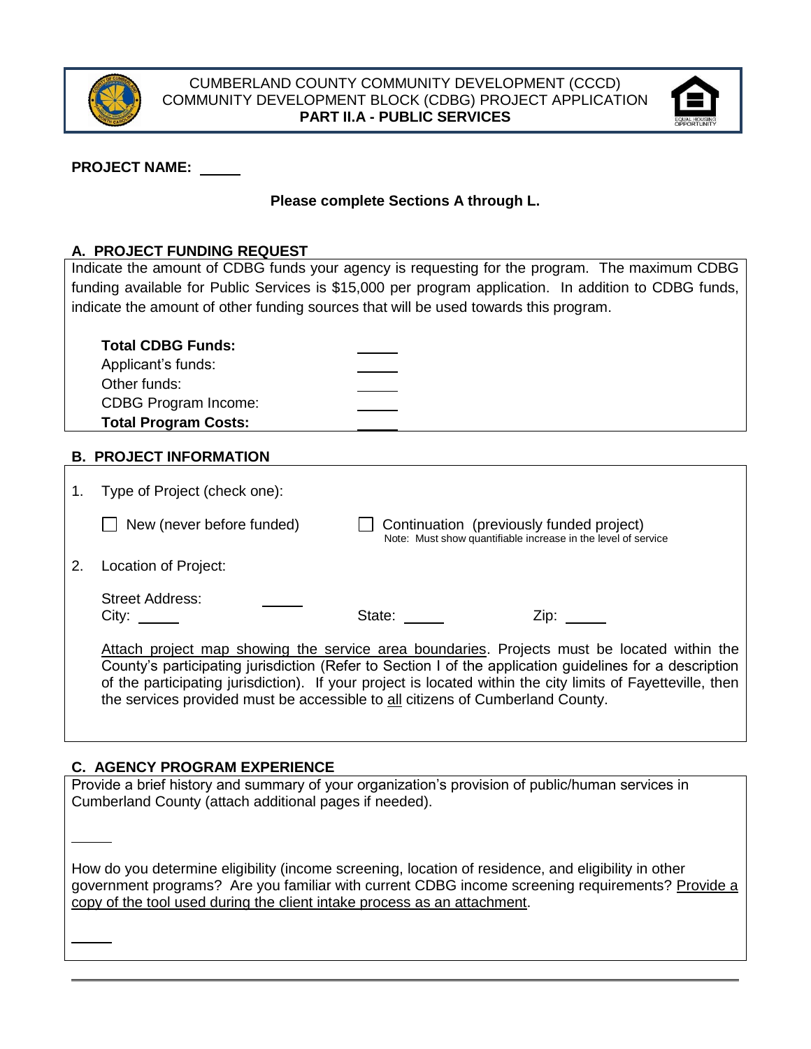CUMBERLAND COUNTY COMMUNITY DEVELOPMENT (CCCD)
COMMUNITY DEVELOPMENT BLOCK (CDBG) PROJECT APPLICATION
**PART II.A - PUBLIC SERVICES**

**PROJECT NAME:** _____

**Please complete Sections A through L.**

## A. PROJECT FUNDING REQUEST

Indicate the amount of CDBG funds your agency is requesting for the program. The maximum CDBG funding available for Public Services is $15,000 per program application. In addition to CDBG funds, indicate the amount of other funding sources that will be used towards this program.

**Total CDBG Funds:** _____
Applicant's funds: _____
Other funds: _____
CDBG Program Income: _____
**Total Program Costs:** _____

## B. PROJECT INFORMATION

1. Type of Project (check one):

   ☐ New (never before funded)
   ☐ Continuation (previously funded project)
   Note: Must show quantifiable increase in the level of service

2. Location of Project:

   Street Address: _____
   City: _____ State: _____ Zip: _____

   Attach project map showing the service area boundaries. Projects must be located within the County's participating jurisdiction (Refer to Section I of the application guidelines for a description of the participating jurisdiction). If your project is located within the city limits of Fayetteville, then the services provided must be accessible to all citizens of Cumberland County.

## C. AGENCY PROGRAM EXPERIENCE

Provide a brief history and summary of your organization's provision of public/human services in Cumberland County (attach additional pages if needed).

_____

How do you determine eligibility (income screening, location of residence, and eligibility in other government programs? Are you familiar with current CDBG income screening requirements? Provide a copy of the tool used during the client intake process as an attachment.

_____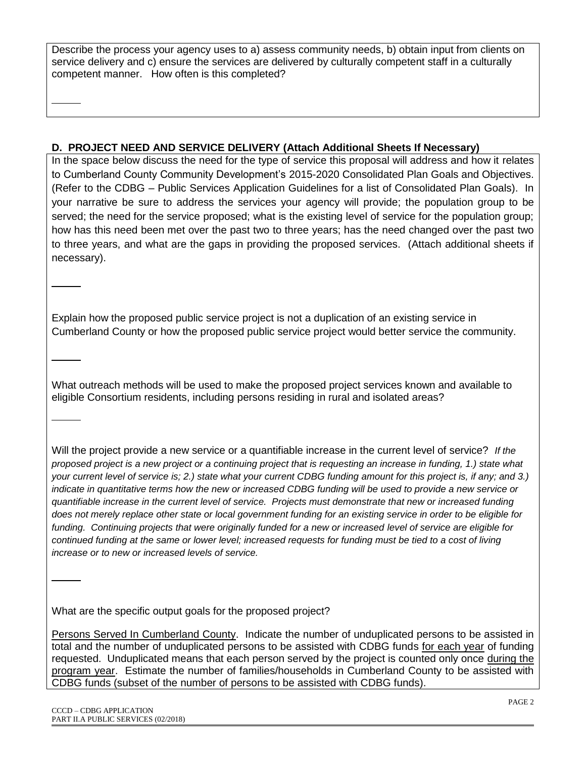Describe the process your agency uses to a) assess community needs, b) obtain input from clients on service delivery and c) ensure the services are delivered by culturally competent staff in a culturally competent manner. How often is this completed?

## D. PROJECT NEED AND SERVICE DELIVERY (Attach Additional Sheets If Necessary)

In the space below discuss the need for the type of service this proposal will address and how it relates to Cumberland County Community Development's 2015-2020 Consolidated Plan Goals and Objectives. (Refer to the CDBG – Public Services Application Guidelines for a list of Consolidated Plan Goals). In your narrative be sure to address the services your agency will provide; the population group to be served; the need for the service proposed; what is the existing level of service for the population group; how has this need been met over the past two to three years; has the need changed over the past two to three years, and what are the gaps in providing the proposed services. (Attach additional sheets if necessary).

Explain how the proposed public service project is not a duplication of an existing service in Cumberland County or how the proposed public service project would better service the community.

What outreach methods will be used to make the proposed project services known and available to eligible Consortium residents, including persons residing in rural and isolated areas?

Will the project provide a new service or a quantifiable increase in the current level of service? *If the proposed project is a new project or a continuing project that is requesting an increase in funding, 1.) state what your current level of service is; 2.) state what your current CDBG funding amount for this project is, if any; and 3.) indicate in quantitative terms how the new or increased CDBG funding will be used to provide a new service or quantifiable increase in the current level of service. Projects must demonstrate that new or increased funding does not merely replace other state or local government funding for an existing service in order to be eligible for funding. Continuing projects that were originally funded for a new or increased level of service are eligible for continued funding at the same or lower level; increased requests for funding must be tied to a cost of living increase or to new or increased levels of service.*

What are the specific output goals for the proposed project?

<u>Persons Served In Cumberland County</u>. Indicate the number of unduplicated persons to be assisted in total and the number of unduplicated persons to be assisted with CDBG funds <u>for each year</u> of funding requested. Unduplicated means that each person served by the project is counted only once <u>during the program year</u>. Estimate the number of families/households in Cumberland County to be assisted with CDBG funds (subset of the number of persons to be assisted with CDBG funds).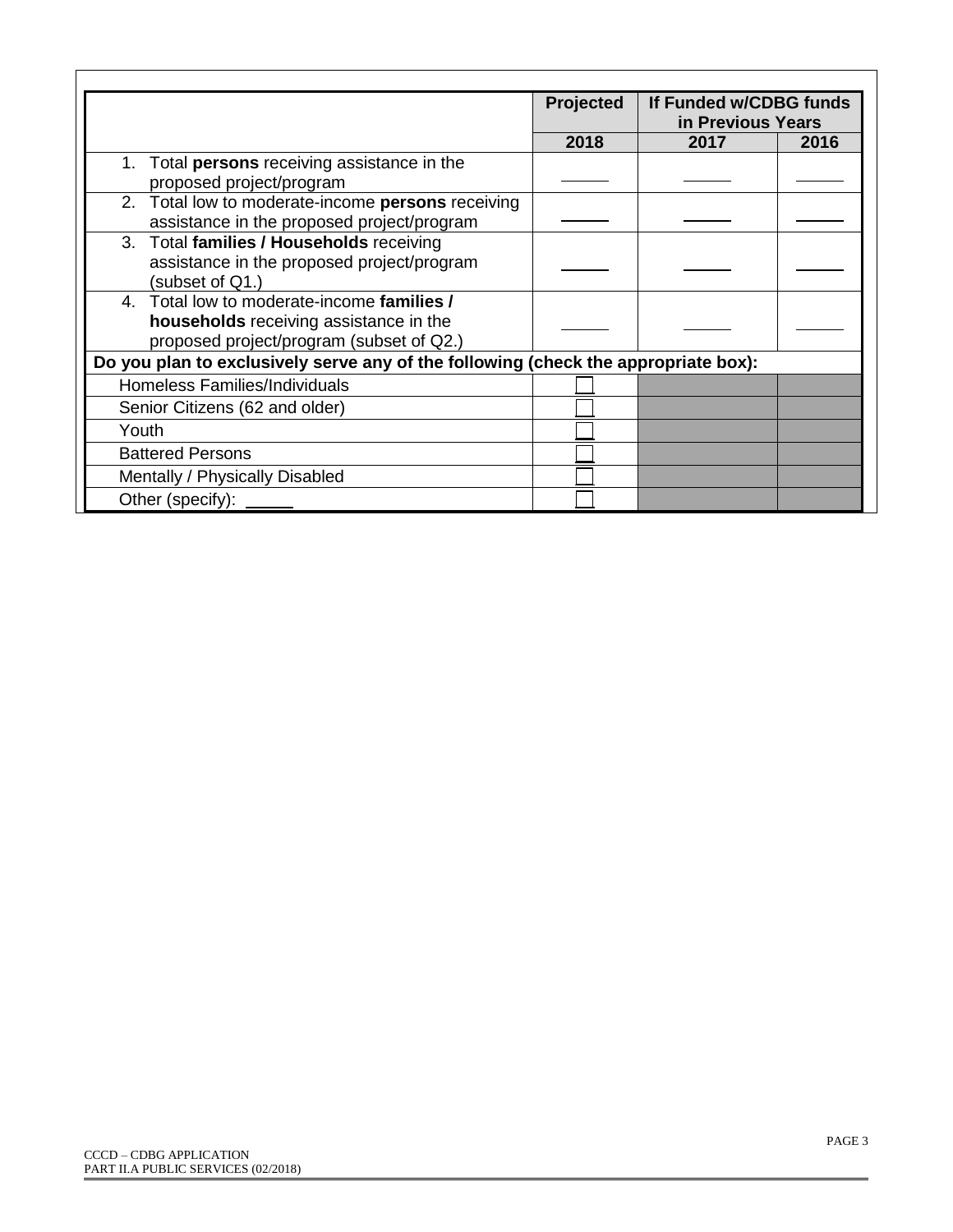| | Projected | If Funded w/CDBG funds in Previous Years | |
|---|---|---|---|
| | 2018 | 2017 | 2016 |
| 1. Total **persons** receiving assistance in the proposed project/program | _____ | _____ | _____ |
| 2. Total low to moderate-income **persons** receiving assistance in the proposed project/program | _____ | _____ | _____ |
| 3. Total **families / Households** receiving assistance in the proposed project/program (subset of Q1.) | _____ | _____ | _____ |
| 4. Total low to moderate-income **families / households** receiving assistance in the proposed project/program (subset of Q2.) | _____ | _____ | _____ |
| **Do you plan to exclusively serve any of the following (check the appropriate box):** | | | |
| Homeless Families/Individuals | ☐ | | |
| Senior Citizens (62 and older) | ☐ | | |
| Youth | ☐ | | |
| Battered Persons | ☐ | | |
| Mentally / Physically Disabled | ☐ | | |
| Other (specify): _____ | ☐ | | |

CCCD – CDBG APPLICATION
PART II.A PUBLIC SERVICES (02/2018)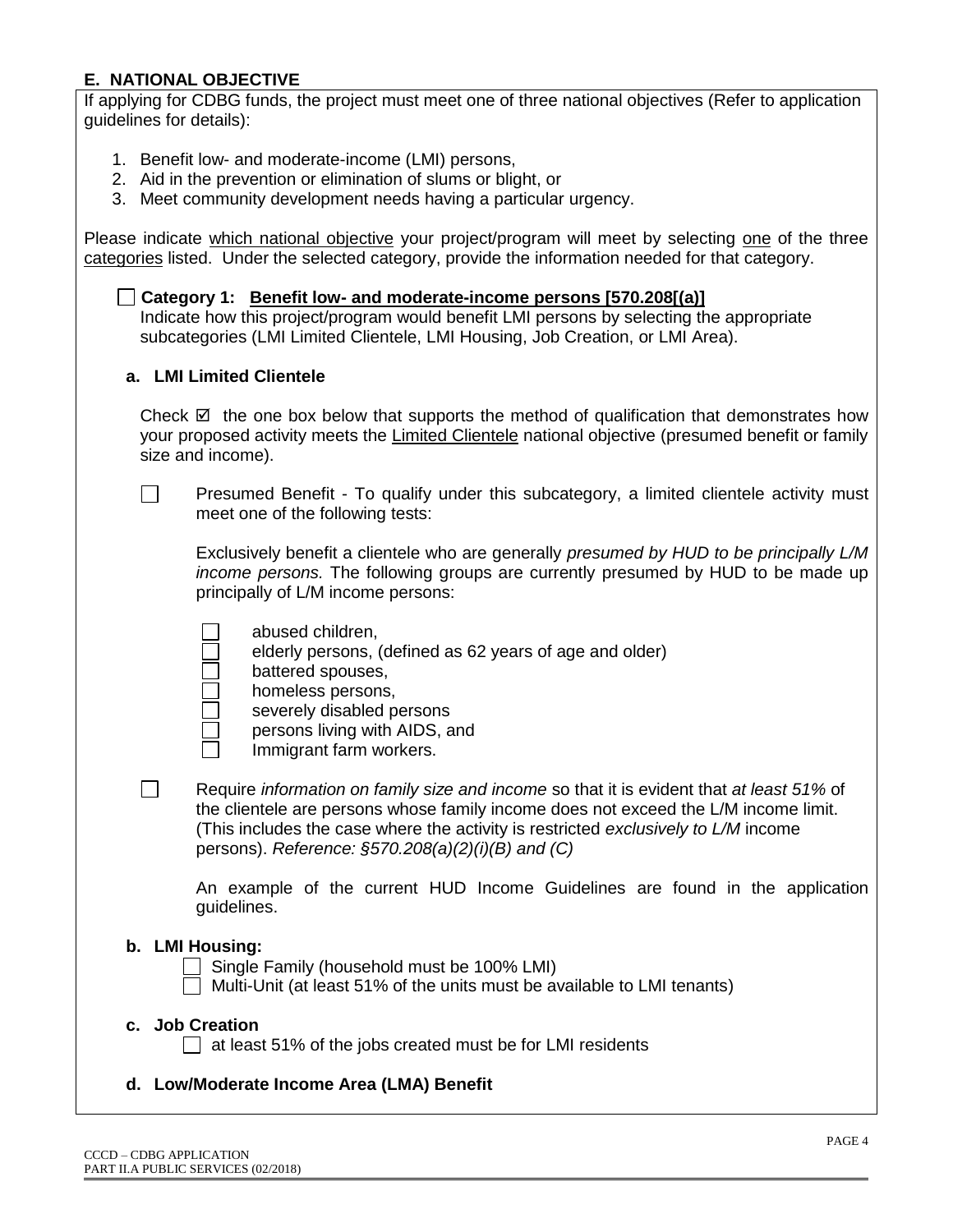## E. NATIONAL OBJECTIVE

If applying for CDBG funds, the project must meet one of three national objectives (Refer to application guidelines for details):

1. Benefit low- and moderate-income (LMI) persons,
2. Aid in the prevention or elimination of slums or blight, or
3. Meet community development needs having a particular urgency.

Please indicate <u>which national objective</u> your project/program will meet by selecting <u>one</u> of the three <u>categories</u> listed. Under the selected category, provide the information needed for that category.

☐ **Category 1: <u>Benefit low- and moderate-income persons [570.208[(a)]</u>**

Indicate how this project/program would benefit LMI persons by selecting the appropriate subcategories (LMI Limited Clientele, LMI Housing, Job Creation, or LMI Area).

**a. LMI Limited Clientele**

Check ☑ the one box below that supports the method of qualification that demonstrates how your proposed activity meets the <u>Limited Clientele</u> national objective (presumed benefit or family size and income).

☐ Presumed Benefit - To qualify under this subcategory, a limited clientele activity must meet one of the following tests:

Exclusively benefit a clientele who are generally *presumed by HUD to be principally L/M income persons.* The following groups are currently presumed by HUD to be made up principally of L/M income persons:

- ☐ abused children,
- ☐ elderly persons, (defined as 62 years of age and older)
- ☐ battered spouses,
- ☐ homeless persons,
- ☐ severely disabled persons
- ☐ persons living with AIDS, and
- ☐ Immigrant farm workers.

☐ Require *information on family size and income* so that it is evident that *at least 51%* of the clientele are persons whose family income does not exceed the L/M income limit. (This includes the case where the activity is restricted *exclusively to L/M* income persons). *Reference: §570.208(a)(2)(i)(B) and (C)*

An example of the current HUD Income Guidelines are found in the application guidelines.

**b. LMI Housing:**

☐ Single Family (household must be 100% LMI)

☐ Multi-Unit (at least 51% of the units must be available to LMI tenants)

**c. Job Creation**

☐ at least 51% of the jobs created must be for LMI residents

**d. Low/Moderate Income Area (LMA) Benefit**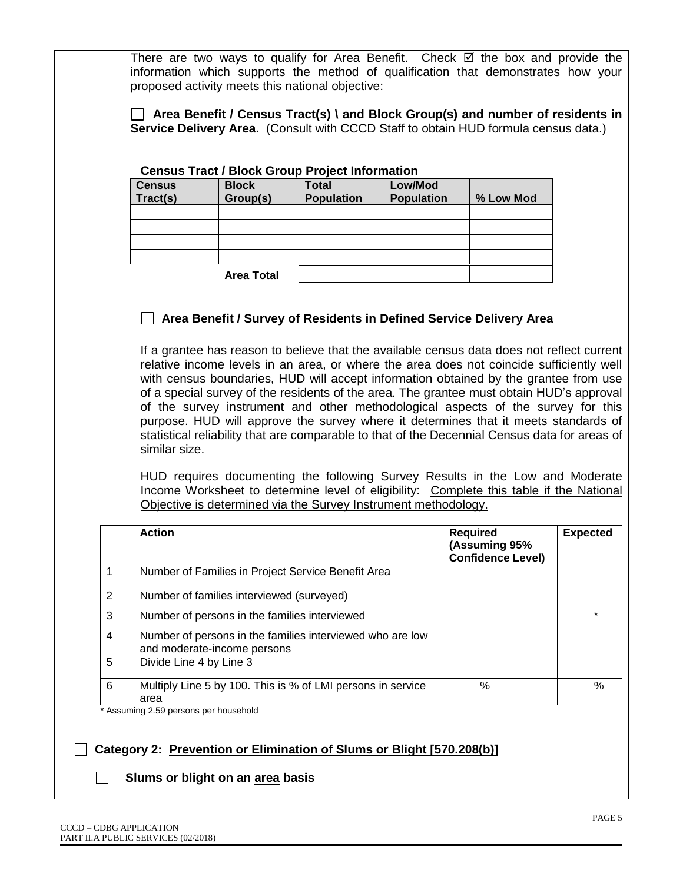There are two ways to qualify for Area Benefit. Check ☑ the box and provide the information which supports the method of qualification that demonstrates how your proposed activity meets this national objective:

☐ **Area Benefit / Census Tract(s) \ and Block Group(s) and number of residents in Service Delivery Area.** (Consult with CCCD Staff to obtain HUD formula census data.)

**Census Tract / Block Group Project Information**

| Census Tract(s) | Block Group(s) | Total Population | Low/Mod Population | % Low Mod |
|---|---|---|---|---|
| | | | | |
| | | | | |
| | | | | |
| | | | | |
| | **Area Total** | | | |

☐ **Area Benefit / Survey of Residents in Defined Service Delivery Area**

If a grantee has reason to believe that the available census data does not reflect current relative income levels in an area, or where the area does not coincide sufficiently well with census boundaries, HUD will accept information obtained by the grantee from use of a special survey of the residents of the area. The grantee must obtain HUD's approval of the survey instrument and other methodological aspects of the survey for this purpose. HUD will approve the survey where it determines that it meets standards of statistical reliability that are comparable to that of the Decennial Census data for areas of similar size.

HUD requires documenting the following Survey Results in the Low and Moderate Income Worksheet to determine level of eligibility: Complete this table if the National Objective is determined via the Survey Instrument methodology.

| | Action | Required (Assuming 95% Confidence Level) | Expected |
|---|---|---|---|
| 1 | Number of Families in Project Service Benefit Area | | |
| 2 | Number of families interviewed (surveyed) | | |
| 3 | Number of persons in the families interviewed | | * |
| 4 | Number of persons in the families interviewed who are low and moderate-income persons | | |
| 5 | Divide Line 4 by Line 3 | | |
| 6 | Multiply Line 5 by 100. This is % of LMI persons in service area | % | % |

\* Assuming 2.59 persons per household

☐ **Category 2: Prevention or Elimination of Slums or Blight [570.208(b)]**

☐ **Slums or blight on an area basis**

CCCD – CDBG APPLICATION
PART II.A PUBLIC SERVICES (02/2018)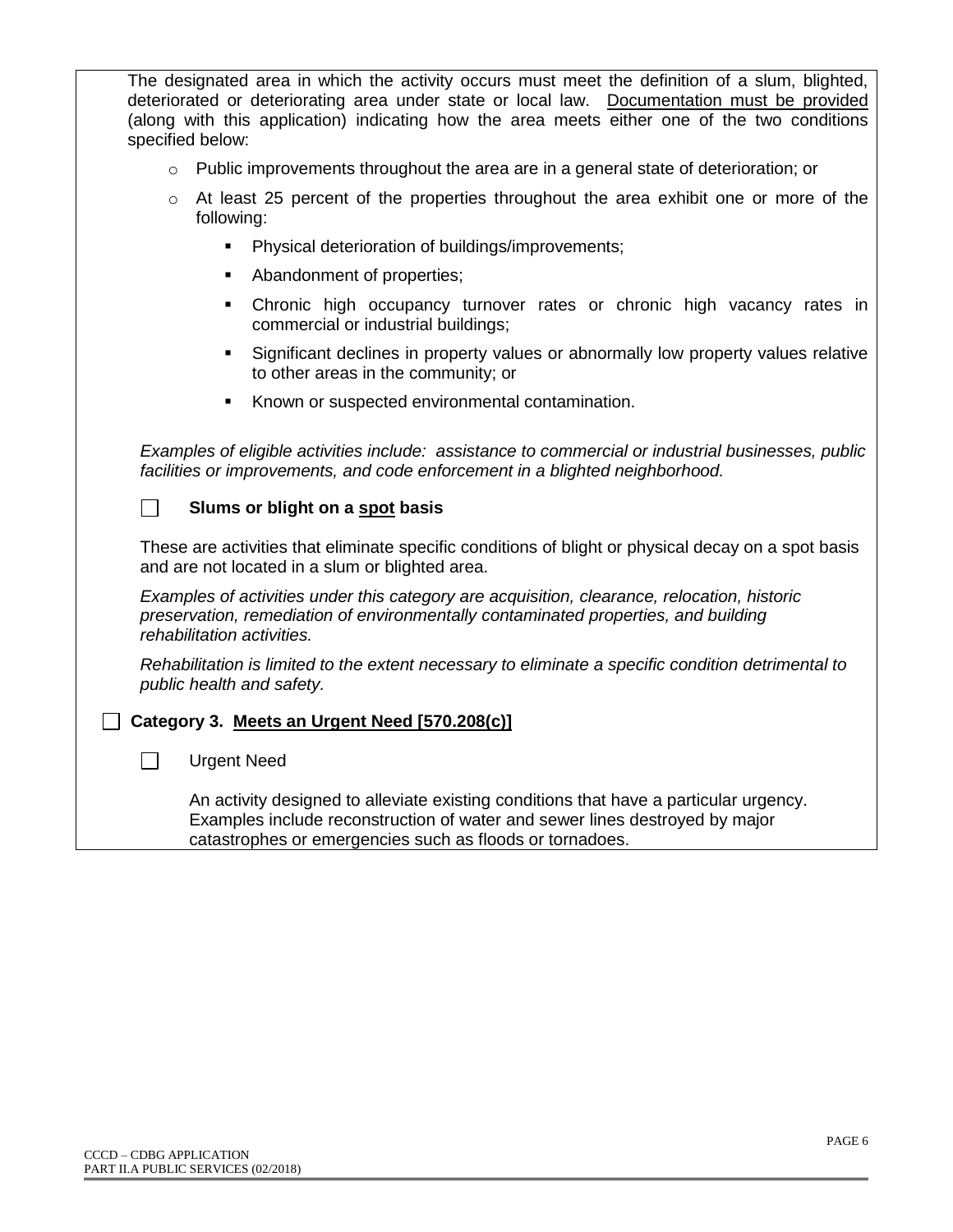The designated area in which the activity occurs must meet the definition of a slum, blighted, deteriorated or deteriorating area under state or local law. Documentation must be provided (along with this application) indicating how the area meets either one of the two conditions specified below:

- Public improvements throughout the area are in a general state of deterioration; or
- At least 25 percent of the properties throughout the area exhibit one or more of the following:
  - Physical deterioration of buildings/improvements;
  - Abandonment of properties;
  - Chronic high occupancy turnover rates or chronic high vacancy rates in commercial or industrial buildings;
  - Significant declines in property values or abnormally low property values relative to other areas in the community; or
  - Known or suspected environmental contamination.

*Examples of eligible activities include: assistance to commercial or industrial businesses, public facilities or improvements, and code enforcement in a blighted neighborhood.*

☐ **Slums or blight on a spot basis**

These are activities that eliminate specific conditions of blight or physical decay on a spot basis and are not located in a slum or blighted area.

*Examples of activities under this category are acquisition, clearance, relocation, historic preservation, remediation of environmentally contaminated properties, and building rehabilitation activities.*

*Rehabilitation is limited to the extent necessary to eliminate a specific condition detrimental to public health and safety.*

☐ **Category 3. Meets an Urgent Need [570.208(c)]**

☐ Urgent Need

An activity designed to alleviate existing conditions that have a particular urgency. Examples include reconstruction of water and sewer lines destroyed by major catastrophes or emergencies such as floods or tornadoes.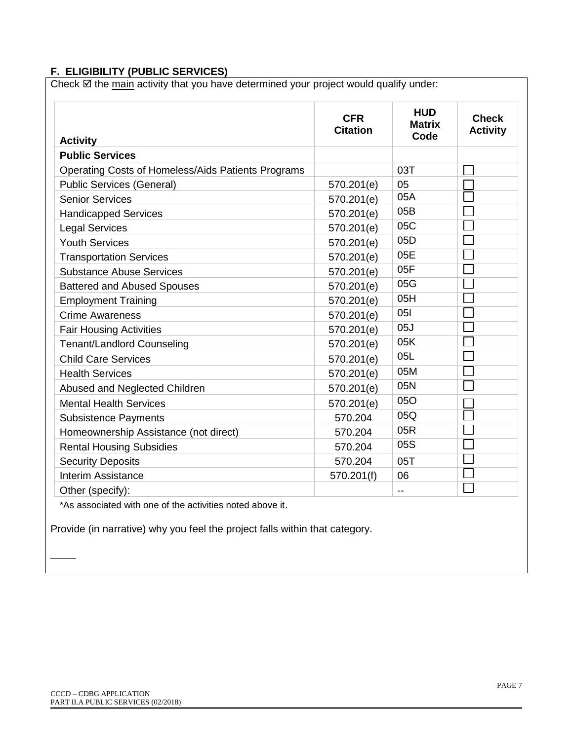## F. ELIGIBILITY (PUBLIC SERVICES)

Check ☑ the <u>main</u> activity that you have determined your project would qualify under:

| Activity | CFR Citation | HUD Matrix Code | Check Activity |
|---|---|---|---|
| **Public Services** | | | |
| Operating Costs of Homeless/Aids Patients Programs | | 03T | ☐ |
| Public Services (General) | 570.201(e) | 05 | ☐ |
| Senior Services | 570.201(e) | 05A | ☐ |
| Handicapped Services | 570.201(e) | 05B | ☐ |
| Legal Services | 570.201(e) | 05C | ☐ |
| Youth Services | 570.201(e) | 05D | ☐ |
| Transportation Services | 570.201(e) | 05E | ☐ |
| Substance Abuse Services | 570.201(e) | 05F | ☐ |
| Battered and Abused Spouses | 570.201(e) | 05G | ☐ |
| Employment Training | 570.201(e) | 05H | ☐ |
| Crime Awareness | 570.201(e) | 05I | ☐ |
| Fair Housing Activities | 570.201(e) | 05J | ☐ |
| Tenant/Landlord Counseling | 570.201(e) | 05K | ☐ |
| Child Care Services | 570.201(e) | 05L | ☐ |
| Health Services | 570.201(e) | 05M | ☐ |
| Abused and Neglected Children | 570.201(e) | 05N | ☐ |
| Mental Health Services | 570.201(e) | 05O | ☐ |
| Subsistence Payments | 570.204 | 05Q | ☐ |
| Homeownership Assistance (not direct) | 570.204 | 05R | ☐ |
| Rental Housing Subsidies | 570.204 | 05S | ☐ |
| Security Deposits | 570.204 | 05T | ☐ |
| Interim Assistance | 570.201(f) | 06 | ☐ |
| Other (specify): | | -- | ☐ |

*As associated with one of the activities noted above it.

Provide (in narrative) why you feel the project falls within that category.

_____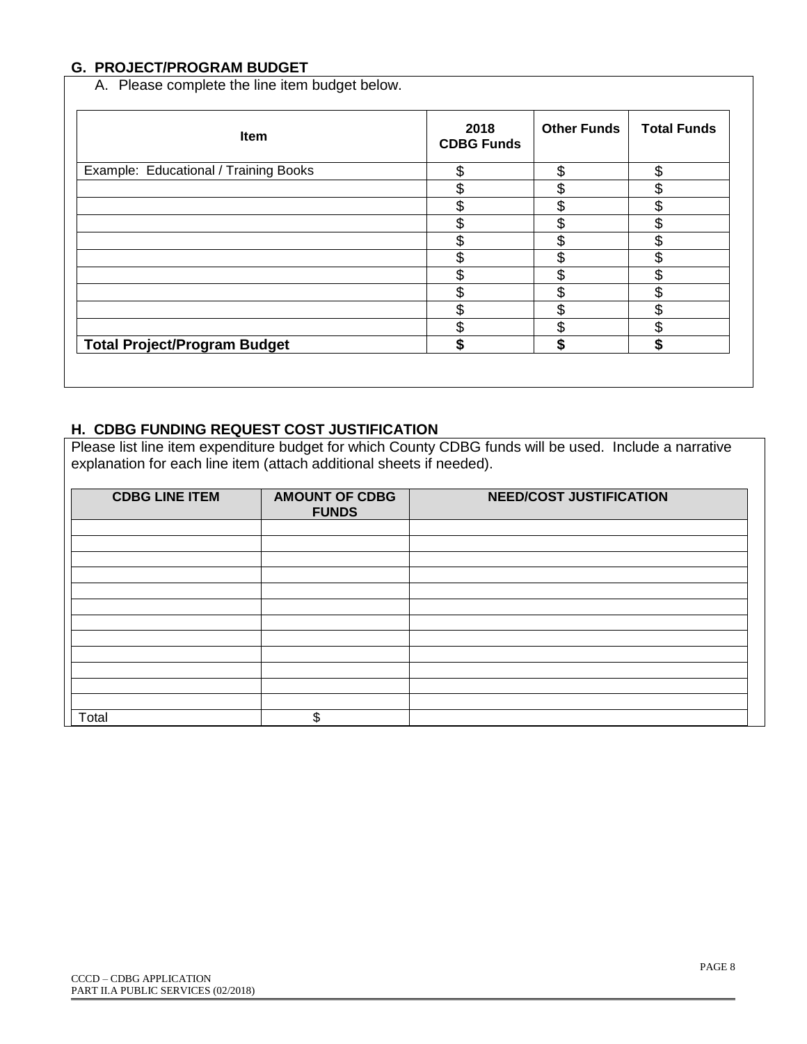## G. PROJECT/PROGRAM BUDGET

A. Please complete the line item budget below.

| Item | 2018 CDBG Funds | Other Funds | Total Funds |
|---|---|---|---|
| Example: Educational / Training Books | $ | $ | $ |
| | $ | $ | $ |
| | $ | $ | $ |
| | $ | $ | $ |
| | $ | $ | $ |
| | $ | $ | $ |
| | $ | $ | $ |
| | $ | $ | $ |
| | $ | $ | $ |
| | $ | $ | $ |
| **Total Project/Program Budget** | **$** | **$** | **$** |

## H. CDBG FUNDING REQUEST COST JUSTIFICATION

Please list line item expenditure budget for which County CDBG funds will be used. Include a narrative explanation for each line item (attach additional sheets if needed).

| CDBG LINE ITEM | AMOUNT OF CDBG FUNDS | NEED/COST JUSTIFICATION |
|---|---|---|
| | | |
| | | |
| | | |
| | | |
| | | |
| | | |
| | | |
| | | |
| | | |
| | | |
| | | |
| | | |
| Total | $ | |

CCCD – CDBG APPLICATION
PART II.A PUBLIC SERVICES (02/2018)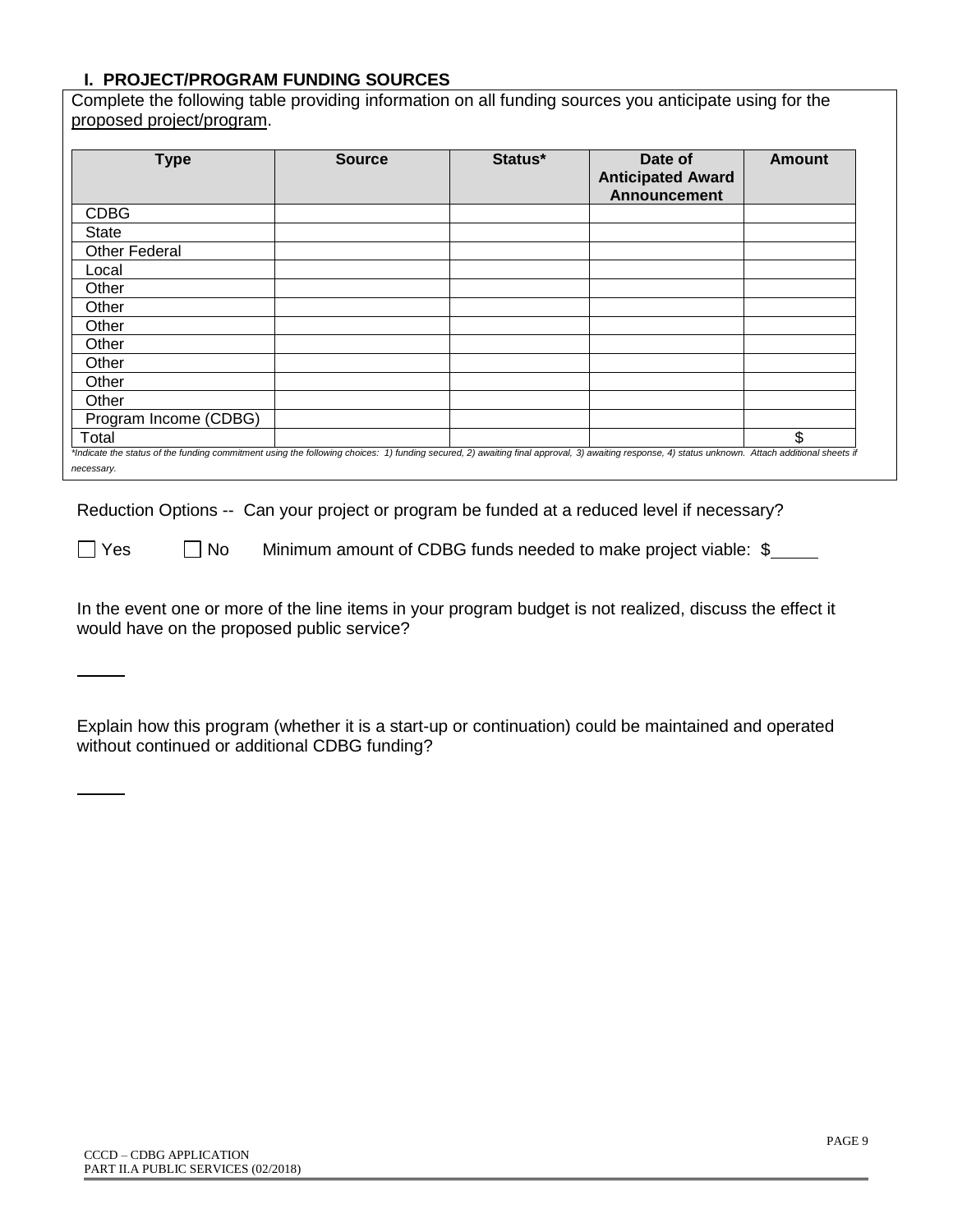## I. PROJECT/PROGRAM FUNDING SOURCES

Complete the following table providing information on all funding sources you anticipate using for the proposed project/program.

| Type | Source | Status* | Date of Anticipated Award Announcement | Amount |
|---|---|---|---|---|
| CDBG | | | | |
| State | | | | |
| Other Federal | | | | |
| Local | | | | |
| Other | | | | |
| Other | | | | |
| Other | | | | |
| Other | | | | |
| Other | | | | |
| Other | | | | |
| Other | | | | |
| Program Income (CDBG) | | | | |
| Total | | | | $ |

*Indicate the status of the funding commitment using the following choices: 1) funding secured, 2) awaiting final approval, 3) awaiting response, 4) status unknown. Attach additional sheets if necessary.*

Reduction Options -- Can your project or program be funded at a reduced level if necessary?

☐ Yes ☐ No Minimum amount of CDBG funds needed to make project viable: $_____

In the event one or more of the line items in your program budget is not realized, discuss the effect it would have on the proposed public service?

_____

Explain how this program (whether it is a start-up or continuation) could be maintained and operated without continued or additional CDBG funding?

_____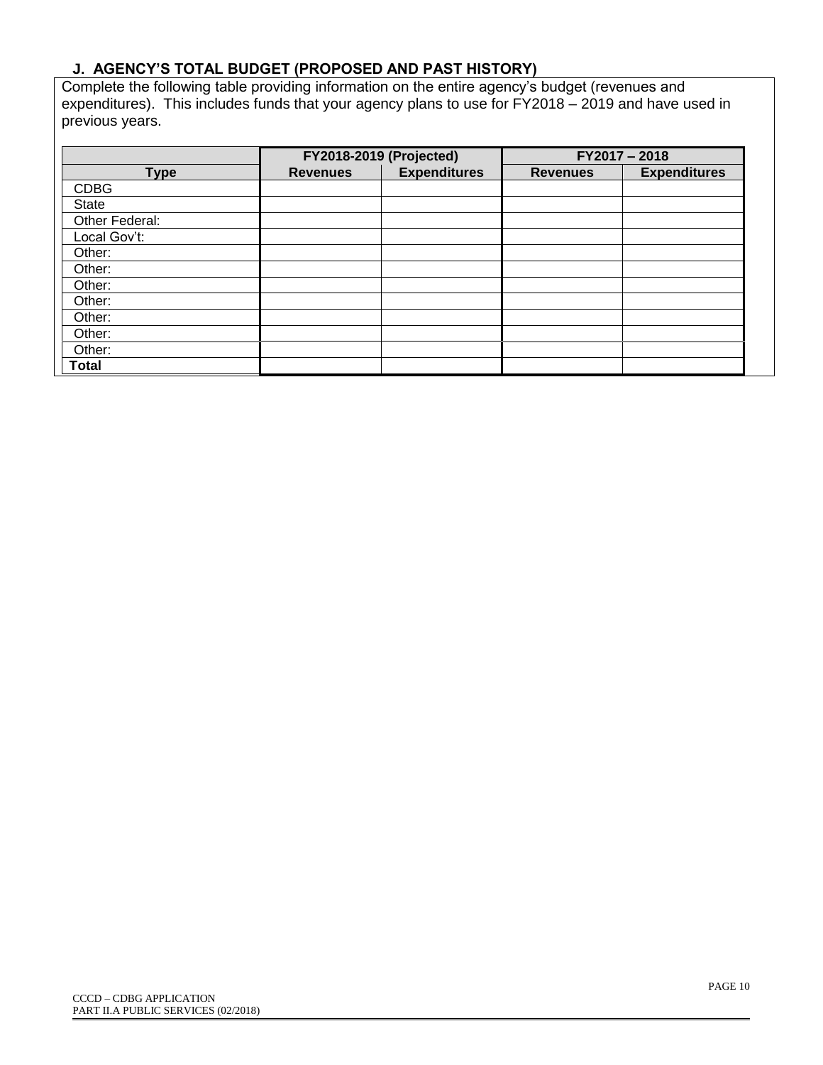## J. AGENCY'S TOTAL BUDGET (PROPOSED AND PAST HISTORY)

Complete the following table providing information on the entire agency's budget (revenues and expenditures). This includes funds that your agency plans to use for FY2018 – 2019 and have used in previous years.

| | FY2018-2019 (Projected) | | FY2017 – 2018 | |
|---|---|---|---|---|
| **Type** | **Revenues** | **Expenditures** | **Revenues** | **Expenditures** |
| CDBG | | | | |
| State | | | | |
| Other Federal: | | | | |
| Local Gov't: | | | | |
| Other: | | | | |
| Other: | | | | |
| Other: | | | | |
| Other: | | | | |
| Other: | | | | |
| Other: | | | | |
| Other: | | | | |
| **Total** | | | | |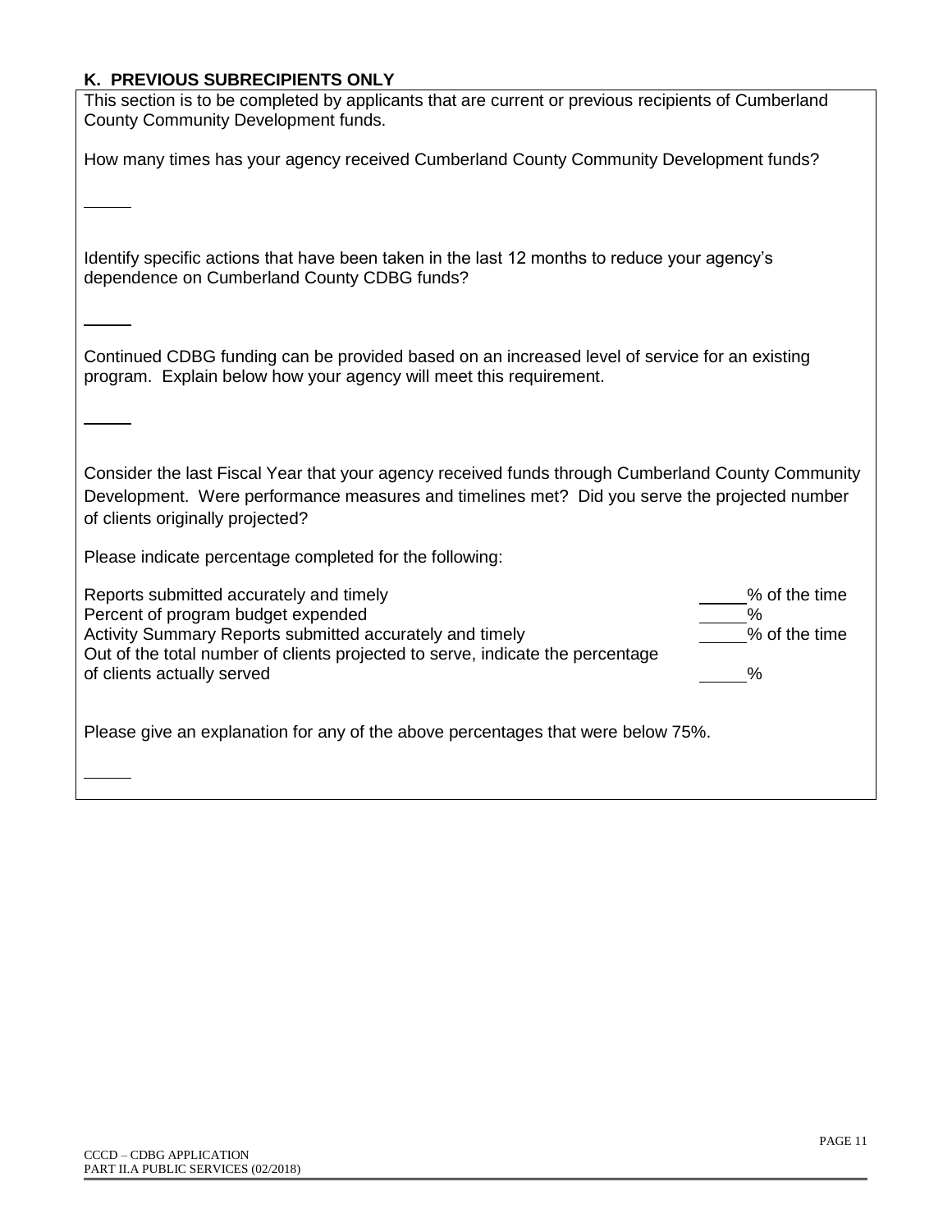## K. PREVIOUS SUBRECIPIENTS ONLY

This section is to be completed by applicants that are current or previous recipients of Cumberland County Community Development funds.

How many times has your agency received Cumberland County Community Development funds?

\_\_\_\_\_

Identify specific actions that have been taken in the last 12 months to reduce your agency's dependence on Cumberland County CDBG funds?

\_\_\_\_\_

Continued CDBG funding can be provided based on an increased level of service for an existing program. Explain below how your agency will meet this requirement.

\_\_\_\_\_

Consider the last Fiscal Year that your agency received funds through Cumberland County Community Development. Were performance measures and timelines met? Did you serve the projected number of clients originally projected?

Please indicate percentage completed for the following:

| | |
|---|---|
| Reports submitted accurately and timely | \_\_\_\_\_% of the time |
| Percent of program budget expended | \_\_\_\_\_% |
| Activity Summary Reports submitted accurately and timely | \_\_\_\_\_% of the time |
| Out of the total number of clients projected to serve, indicate the percentage of clients actually served | \_\_\_\_\_% |

Please give an explanation for any of the above percentages that were below 75%.

\_\_\_\_\_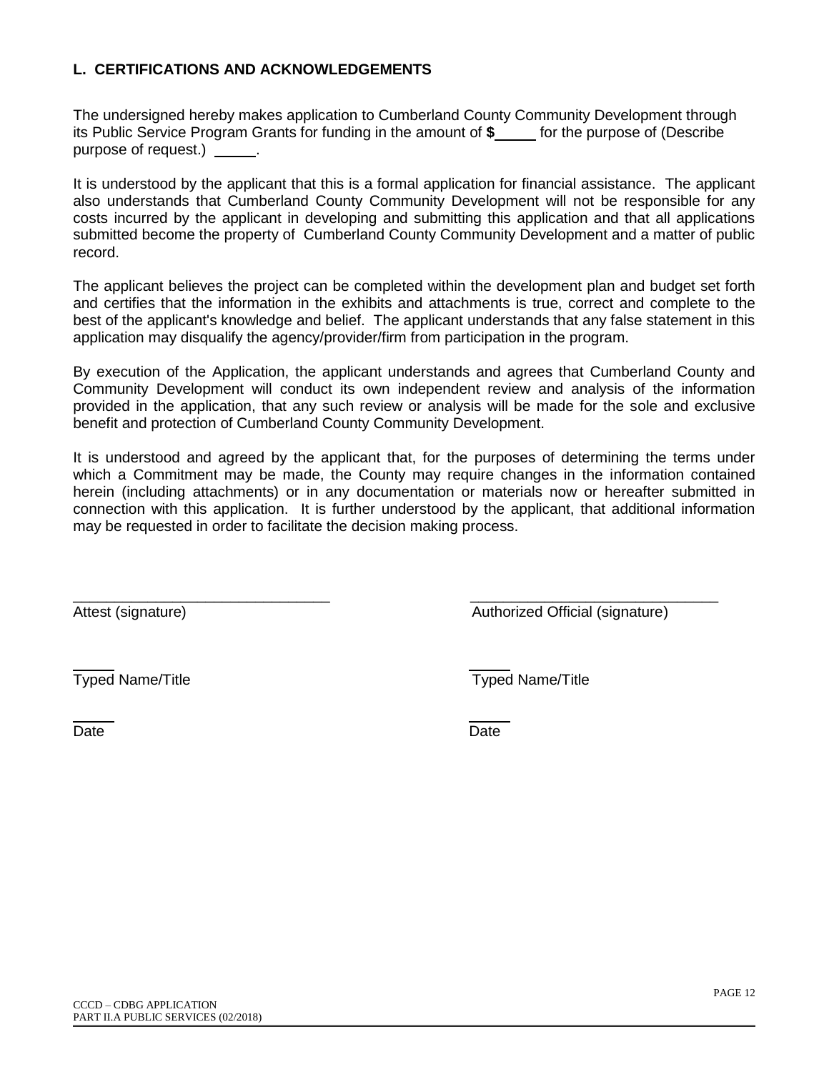## L. CERTIFICATIONS AND ACKNOWLEDGEMENTS

The undersigned hereby makes application to Cumberland County Community Development through its Public Service Program Grants for funding in the amount of **$\_\_\_\_\_** for the purpose of (Describe purpose of request.) \_\_\_\_\_.

It is understood by the applicant that this is a formal application for financial assistance. The applicant also understands that Cumberland County Community Development will not be responsible for any costs incurred by the applicant in developing and submitting this application and that all applications submitted become the property of Cumberland County Community Development and a matter of public record.

The applicant believes the project can be completed within the development plan and budget set forth and certifies that the information in the exhibits and attachments is true, correct and complete to the best of the applicant's knowledge and belief. The applicant understands that any false statement in this application may disqualify the agency/provider/firm from participation in the program.

By execution of the Application, the applicant understands and agrees that Cumberland County and Community Development will conduct its own independent review and analysis of the information provided in the application, that any such review or analysis will be made for the sole and exclusive benefit and protection of Cumberland County Community Development.

It is understood and agreed by the applicant that, for the purposes of determining the terms under which a Commitment may be made, the County may require changes in the information contained herein (including attachments) or in any documentation or materials now or hereafter submitted in connection with this application. It is further understood by the applicant, that additional information may be requested in order to facilitate the decision making process.

\_\_\_\_\_\_\_\_\_\_\_\_\_\_\_\_\_\_\_\_\_\_\_\_\_\_\_\_\_\_\_\_ \_\_\_\_\_\_\_\_\_\_\_\_\_\_\_\_\_\_\_\_\_\_\_\_\_\_\_\_\_\_\_\_
Attest (signature) Authorized Official (signature)

\_\_\_\_\_ \_\_\_\_\_
Typed Name/Title Typed Name/Title

\_\_\_\_\_ \_\_\_\_\_
Date Date

CCCD – CDBG APPLICATION
PART II.A PUBLIC SERVICES (02/2018)